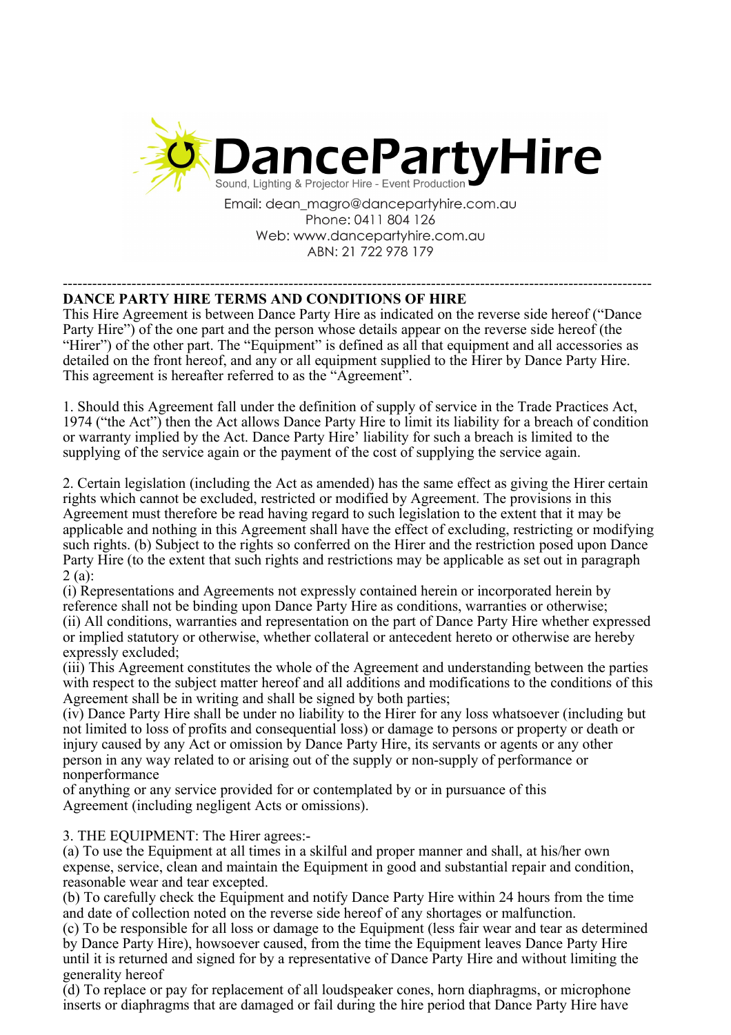# DancePartyHire

Sound, Lighting & Projector Hire - Event Production

Email: dean_magro@dancepartyhire.com.au
Phone: 0411 804 126
Web: www.dancepartyhire.com.au
ABN: 21 722 978 179

---

**DANCE PARTY HIRE TERMS AND CONDITIONS OF HIRE**

This Hire Agreement is between Dance Party Hire as indicated on the reverse side hereof ("Dance Party Hire") of the one part and the person whose details appear on the reverse side hereof (the "Hirer") of the other part. The "Equipment" is defined as all that equipment and all accessories as detailed on the front hereof, and any or all equipment supplied to the Hirer by Dance Party Hire. This agreement is hereafter referred to as the "Agreement".

1. Should this Agreement fall under the definition of supply of service in the Trade Practices Act, 1974 ("the Act") then the Act allows Dance Party Hire to limit its liability for a breach of condition or warranty implied by the Act. Dance Party Hire' liability for such a breach is limited to the supplying of the service again or the payment of the cost of supplying the service again.

2. Certain legislation (including the Act as amended) has the same effect as giving the Hirer certain rights which cannot be excluded, restricted or modified by Agreement. The provisions in this Agreement must therefore be read having regard to such legislation to the extent that it may be applicable and nothing in this Agreement shall have the effect of excluding, restricting or modifying such rights. (b) Subject to the rights so conferred on the Hirer and the restriction posed upon Dance Party Hire (to the extent that such rights and restrictions may be applicable as set out in paragraph 2 (a):

(i) Representations and Agreements not expressly contained herein or incorporated herein by reference shall not be binding upon Dance Party Hire as conditions, warranties or otherwise;

(ii) All conditions, warranties and representation on the part of Dance Party Hire whether expressed or implied statutory or otherwise, whether collateral or antecedent hereto or otherwise are hereby expressly excluded;

(iii) This Agreement constitutes the whole of the Agreement and understanding between the parties with respect to the subject matter hereof and all additions and modifications to the conditions of this Agreement shall be in writing and shall be signed by both parties;

(iv) Dance Party Hire shall be under no liability to the Hirer for any loss whatsoever (including but not limited to loss of profits and consequential loss) or damage to persons or property or death or injury caused by any Act or omission by Dance Party Hire, its servants or agents or any other person in any way related to or arising out of the supply or non-supply of performance or nonperformance of anything or any service provided for or contemplated by or in pursuance of this Agreement (including negligent Acts or omissions).

3. THE EQUIPMENT: The Hirer agrees:-

(a) To use the Equipment at all times in a skilful and proper manner and shall, at his/her own expense, service, clean and maintain the Equipment in good and substantial repair and condition, reasonable wear and tear excepted.

(b) To carefully check the Equipment and notify Dance Party Hire within 24 hours from the time and date of collection noted on the reverse side hereof of any shortages or malfunction.

(c) To be responsible for all loss or damage to the Equipment (less fair wear and tear as determined by Dance Party Hire), howsoever caused, from the time the Equipment leaves Dance Party Hire until it is returned and signed for by a representative of Dance Party Hire and without limiting the generality hereof

(d) To replace or pay for replacement of all loudspeaker cones, horn diaphragms, or microphone inserts or diaphragms that are damaged or fail during the hire period that Dance Party Hire have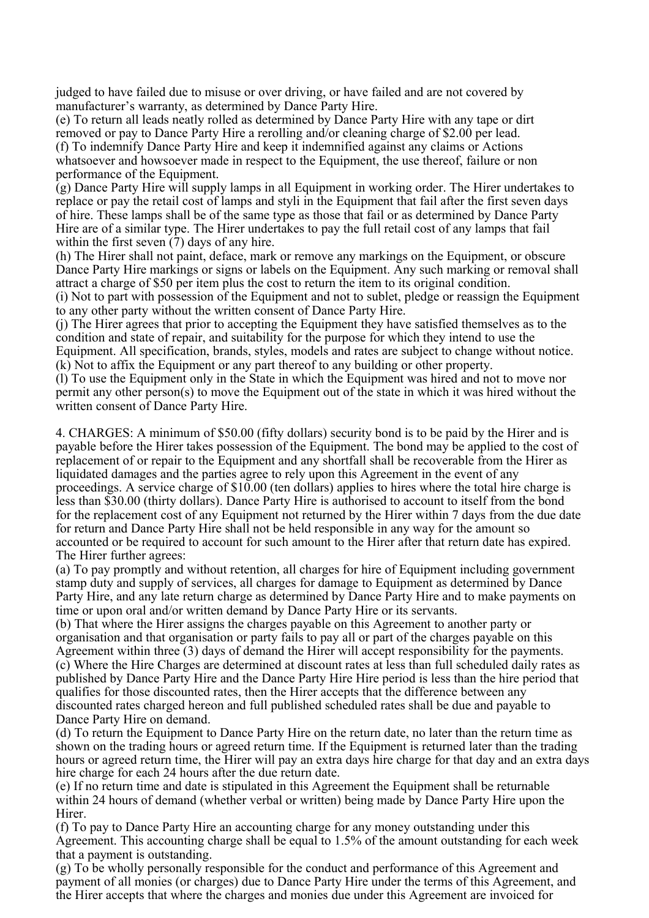judged to have failed due to misuse or over driving, or have failed and are not covered by manufacturer's warranty, as determined by Dance Party Hire.

(e) To return all leads neatly rolled as determined by Dance Party Hire with any tape or dirt removed or pay to Dance Party Hire a rerolling and/or cleaning charge of $2.00 per lead.

(f) To indemnify Dance Party Hire and keep it indemnified against any claims or Actions whatsoever and howsoever made in respect to the Equipment, the use thereof, failure or non performance of the Equipment.

(g) Dance Party Hire will supply lamps in all Equipment in working order. The Hirer undertakes to replace or pay the retail cost of lamps and styli in the Equipment that fail after the first seven days of hire. These lamps shall be of the same type as those that fail or as determined by Dance Party Hire are of a similar type. The Hirer undertakes to pay the full retail cost of any lamps that fail within the first seven (7) days of any hire.

(h) The Hirer shall not paint, deface, mark or remove any markings on the Equipment, or obscure Dance Party Hire markings or signs or labels on the Equipment. Any such marking or removal shall attract a charge of $50 per item plus the cost to return the item to its original condition.

(i) Not to part with possession of the Equipment and not to sublet, pledge or reassign the Equipment to any other party without the written consent of Dance Party Hire.

(j) The Hirer agrees that prior to accepting the Equipment they have satisfied themselves as to the condition and state of repair, and suitability for the purpose for which they intend to use the Equipment. All specification, brands, styles, models and rates are subject to change without notice.

(k) Not to affix the Equipment or any part thereof to any building or other property.

(l) To use the Equipment only in the State in which the Equipment was hired and not to move nor permit any other person(s) to move the Equipment out of the state in which it was hired without the written consent of Dance Party Hire.

4. CHARGES: A minimum of $50.00 (fifty dollars) security bond is to be paid by the Hirer and is payable before the Hirer takes possession of the Equipment. The bond may be applied to the cost of replacement of or repair to the Equipment and any shortfall shall be recoverable from the Hirer as liquidated damages and the parties agree to rely upon this Agreement in the event of any proceedings. A service charge of $10.00 (ten dollars) applies to hires where the total hire charge is less than $30.00 (thirty dollars). Dance Party Hire is authorised to account to itself from the bond for the replacement cost of any Equipment not returned by the Hirer within 7 days from the due date for return and Dance Party Hire shall not be held responsible in any way for the amount so accounted or be required to account for such amount to the Hirer after that return date has expired. The Hirer further agrees:

(a) To pay promptly and without retention, all charges for hire of Equipment including government stamp duty and supply of services, all charges for damage to Equipment as determined by Dance Party Hire, and any late return charge as determined by Dance Party Hire and to make payments on time or upon oral and/or written demand by Dance Party Hire or its servants.

(b) That where the Hirer assigns the charges payable on this Agreement to another party or organisation and that organisation or party fails to pay all or part of the charges payable on this Agreement within three (3) days of demand the Hirer will accept responsibility for the payments.

(c) Where the Hire Charges are determined at discount rates at less than full scheduled daily rates as published by Dance Party Hire and the Dance Party Hire Hire period is less than the hire period that qualifies for those discounted rates, then the Hirer accepts that the difference between any discounted rates charged hereon and full published scheduled rates shall be due and payable to Dance Party Hire on demand.

(d) To return the Equipment to Dance Party Hire on the return date, no later than the return time as shown on the trading hours or agreed return time. If the Equipment is returned later than the trading hours or agreed return time, the Hirer will pay an extra days hire charge for that day and an extra days hire charge for each 24 hours after the due return date.

(e) If no return time and date is stipulated in this Agreement the Equipment shall be returnable within 24 hours of demand (whether verbal or written) being made by Dance Party Hire upon the Hirer.

(f) To pay to Dance Party Hire an accounting charge for any money outstanding under this Agreement. This accounting charge shall be equal to 1.5% of the amount outstanding for each week that a payment is outstanding.

(g) To be wholly personally responsible for the conduct and performance of this Agreement and payment of all monies (or charges) due to Dance Party Hire under the terms of this Agreement, and the Hirer accepts that where the charges and monies due under this Agreement are invoiced for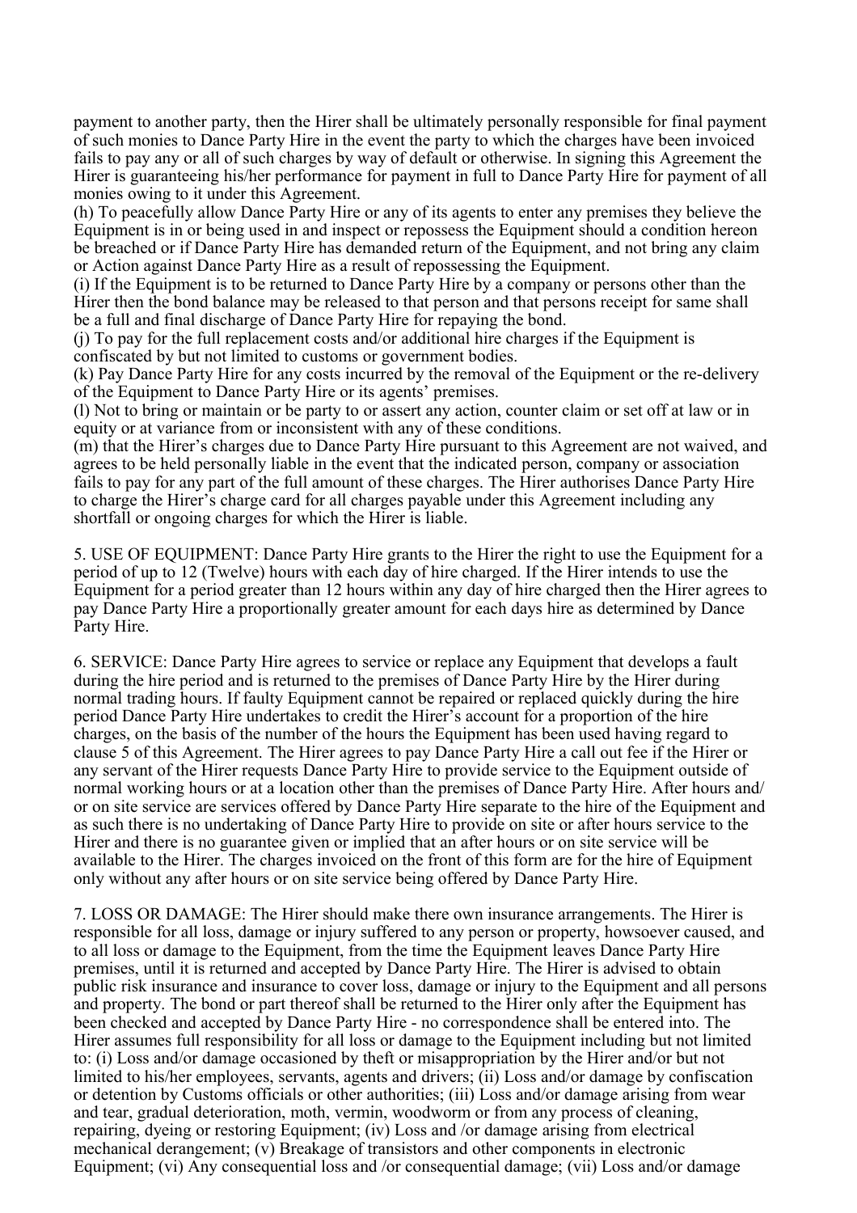payment to another party, then the Hirer shall be ultimately personally responsible for final payment of such monies to Dance Party Hire in the event the party to which the charges have been invoiced fails to pay any or all of such charges by way of default or otherwise. In signing this Agreement the Hirer is guaranteeing his/her performance for payment in full to Dance Party Hire for payment of all monies owing to it under this Agreement.

(h) To peacefully allow Dance Party Hire or any of its agents to enter any premises they believe the Equipment is in or being used in and inspect or repossess the Equipment should a condition hereon be breached or if Dance Party Hire has demanded return of the Equipment, and not bring any claim or Action against Dance Party Hire as a result of repossessing the Equipment.

(i) If the Equipment is to be returned to Dance Party Hire by a company or persons other than the Hirer then the bond balance may be released to that person and that persons receipt for same shall be a full and final discharge of Dance Party Hire for repaying the bond.

(j) To pay for the full replacement costs and/or additional hire charges if the Equipment is confiscated by but not limited to customs or government bodies.

(k) Pay Dance Party Hire for any costs incurred by the removal of the Equipment or the re-delivery of the Equipment to Dance Party Hire or its agents' premises.

(l) Not to bring or maintain or be party to or assert any action, counter claim or set off at law or in equity or at variance from or inconsistent with any of these conditions.

(m) that the Hirer's charges due to Dance Party Hire pursuant to this Agreement are not waived, and agrees to be held personally liable in the event that the indicated person, company or association fails to pay for any part of the full amount of these charges. The Hirer authorises Dance Party Hire to charge the Hirer's charge card for all charges payable under this Agreement including any shortfall or ongoing charges for which the Hirer is liable.

5. USE OF EQUIPMENT: Dance Party Hire grants to the Hirer the right to use the Equipment for a period of up to 12 (Twelve) hours with each day of hire charged. If the Hirer intends to use the Equipment for a period greater than 12 hours within any day of hire charged then the Hirer agrees to pay Dance Party Hire a proportionally greater amount for each days hire as determined by Dance Party Hire.

6. SERVICE: Dance Party Hire agrees to service or replace any Equipment that develops a fault during the hire period and is returned to the premises of Dance Party Hire by the Hirer during normal trading hours. If faulty Equipment cannot be repaired or replaced quickly during the hire period Dance Party Hire undertakes to credit the Hirer's account for a proportion of the hire charges, on the basis of the number of the hours the Equipment has been used having regard to clause 5 of this Agreement. The Hirer agrees to pay Dance Party Hire a call out fee if the Hirer or any servant of the Hirer requests Dance Party Hire to provide service to the Equipment outside of normal working hours or at a location other than the premises of Dance Party Hire. After hours and/ or on site service are services offered by Dance Party Hire separate to the hire of the Equipment and as such there is no undertaking of Dance Party Hire to provide on site or after hours service to the Hirer and there is no guarantee given or implied that an after hours or on site service will be available to the Hirer. The charges invoiced on the front of this form are for the hire of Equipment only without any after hours or on site service being offered by Dance Party Hire.

7. LOSS OR DAMAGE: The Hirer should make there own insurance arrangements. The Hirer is responsible for all loss, damage or injury suffered to any person or property, howsoever caused, and to all loss or damage to the Equipment, from the time the Equipment leaves Dance Party Hire premises, until it is returned and accepted by Dance Party Hire. The Hirer is advised to obtain public risk insurance and insurance to cover loss, damage or injury to the Equipment and all persons and property. The bond or part thereof shall be returned to the Hirer only after the Equipment has been checked and accepted by Dance Party Hire - no correspondence shall be entered into. The Hirer assumes full responsibility for all loss or damage to the Equipment including but not limited to: (i) Loss and/or damage occasioned by theft or misappropriation by the Hirer and/or but not limited to his/her employees, servants, agents and drivers; (ii) Loss and/or damage by confiscation or detention by Customs officials or other authorities; (iii) Loss and/or damage arising from wear and tear, gradual deterioration, moth, vermin, woodworm or from any process of cleaning, repairing, dyeing or restoring Equipment; (iv) Loss and /or damage arising from electrical mechanical derangement; (v) Breakage of transistors and other components in electronic Equipment; (vi) Any consequential loss and /consequential damage; (vii) Loss and/or damage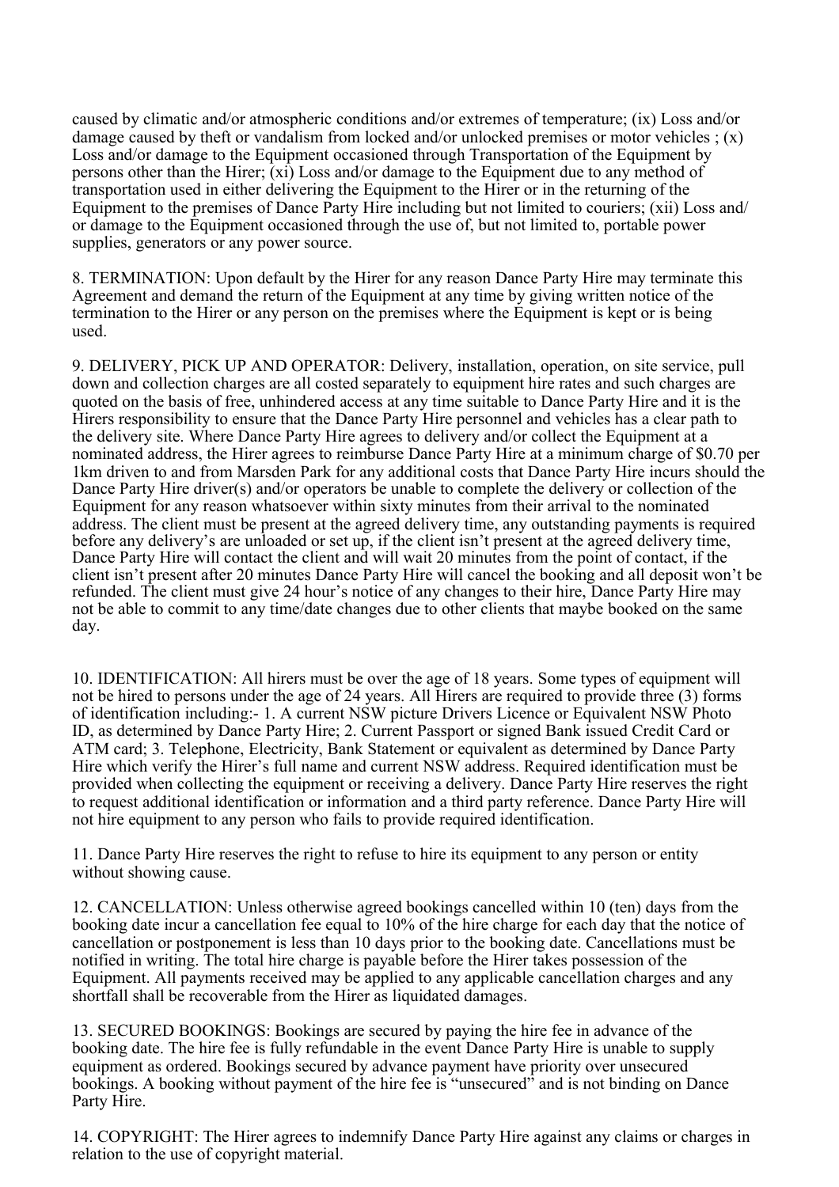caused by climatic and/or atmospheric conditions and/or extremes of temperature; (ix) Loss and/or damage caused by theft or vandalism from locked and/or unlocked premises or motor vehicles ; (x) Loss and/or damage to the Equipment occasioned through Transportation of the Equipment by persons other than the Hirer; (xi) Loss and/or damage to the Equipment due to any method of transportation used in either delivering the Equipment to the Hirer or in the returning of the Equipment to the premises of Dance Party Hire including but not limited to couriers; (xii) Loss and/ or damage to the Equipment occasioned through the use of, but not limited to, portable power supplies, generators or any power source.

8. TERMINATION: Upon default by the Hirer for any reason Dance Party Hire may terminate this Agreement and demand the return of the Equipment at any time by giving written notice of the termination to the Hirer or any person on the premises where the Equipment is kept or is being used.

9. DELIVERY, PICK UP AND OPERATOR: Delivery, installation, operation, on site service, pull down and collection charges are all costed separately to equipment hire rates and such charges are quoted on the basis of free, unhindered access at any time suitable to Dance Party Hire and it is the Hirers responsibility to ensure that the Dance Party Hire personnel and vehicles has a clear path to the delivery site. Where Dance Party Hire agrees to delivery and/or collect the Equipment at a nominated address, the Hirer agrees to reimburse Dance Party Hire at a minimum charge of $0.70 per 1km driven to and from Marsden Park for any additional costs that Dance Party Hire incurs should the Dance Party Hire driver(s) and/or operators be unable to complete the delivery or collection of the Equipment for any reason whatsoever within sixty minutes from their arrival to the nominated address. The client must be present at the agreed delivery time, any outstanding payments is required before any delivery's are unloaded or set up, if the client isn't present at the agreed delivery time, Dance Party Hire will contact the client and will wait 20 minutes from the point of contact, if the client isn't present after 20 minutes Dance Party Hire will cancel the booking and all deposit won't be refunded. The client must give 24 hour's notice of any changes to their hire, Dance Party Hire may not be able to commit to any time/date changes due to other clients that maybe booked on the same day.

10. IDENTIFICATION: All hirers must be over the age of 18 years. Some types of equipment will not be hired to persons under the age of 24 years. All Hirers are required to provide three (3) forms of identification including:- 1. A current NSW picture Drivers Licence or Equivalent NSW Photo ID, as determined by Dance Party Hire; 2. Current Passport or signed Bank issued Credit Card or ATM card; 3. Telephone, Electricity, Bank Statement or equivalent as determined by Dance Party Hire which verify the Hirer's full name and current NSW address. Required identification must be provided when collecting the equipment or receiving a delivery. Dance Party Hire reserves the right to request additional identification or information and a third party reference. Dance Party Hire will not hire equipment to any person who fails to provide required identification.

11. Dance Party Hire reserves the right to refuse to hire its equipment to any person or entity without showing cause.

12. CANCELLATION: Unless otherwise agreed bookings cancelled within 10 (ten) days from the booking date incur a cancellation fee equal to 10% of the hire charge for each day that the notice of cancellation or postponement is less than 10 days prior to the booking date. Cancellations must be notified in writing. The total hire charge is payable before the Hirer takes possession of the Equipment. All payments received may be applied to any applicable cancellation charges and any shortfall shall be recoverable from the Hirer as liquidated damages.

13. SECURED BOOKINGS: Bookings are secured by paying the hire fee in advance of the booking date. The hire fee is fully refundable in the event Dance Party Hire is unable to supply equipment as ordered. Bookings secured by advance payment have priority over unsecured bookings. A booking without payment of the hire fee is "unsecured" and is not binding on Dance Party Hire.

14. COPYRIGHT: The Hirer agrees to indemnify Dance Party Hire against any claims or charges in relation to the use of copyright material.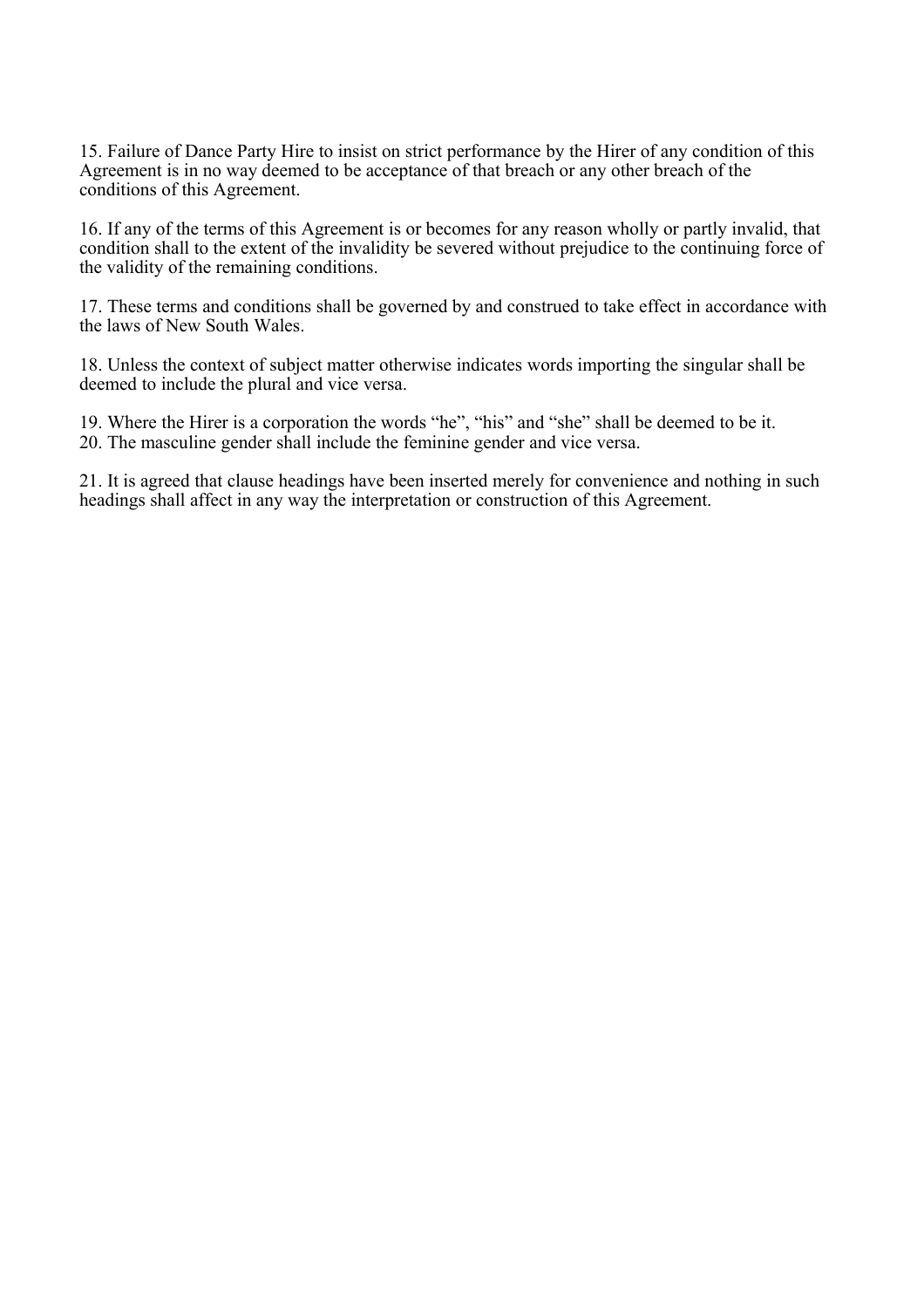15. Failure of Dance Party Hire to insist on strict performance by the Hirer of any condition of this Agreement is in no way deemed to be acceptance of that breach or any other breach of the conditions of this Agreement.

16. If any of the terms of this Agreement is or becomes for any reason wholly or partly invalid, that condition shall to the extent of the invalidity be severed without prejudice to the continuing force of the validity of the remaining conditions.

17. These terms and conditions shall be governed by and construed to take effect in accordance with the laws of New South Wales.

18. Unless the context of subject matter otherwise indicates words importing the singular shall be deemed to include the plural and vice versa.

19. Where the Hirer is a corporation the words “he”, “his” and “she” shall be deemed to be it.
20. The masculine gender shall include the feminine gender and vice versa.

21. It is agreed that clause headings have been inserted merely for convenience and nothing in such headings shall affect in any way the interpretation or construction of this Agreement.